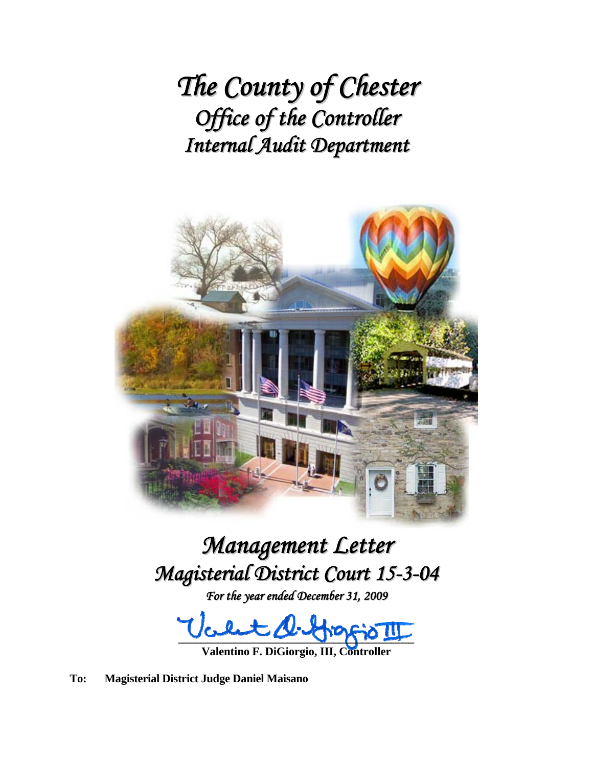# *The County of Chester*
## *Office of the Controller*
## *Internal Audit Department*

# *Management Letter*
## *Magisterial District Court 15-3-04*

*For the year ended December 31, 2009*

**Valentino F. DiGiorgio, III, Controller**

**To: Magisterial District Judge Daniel Maisano**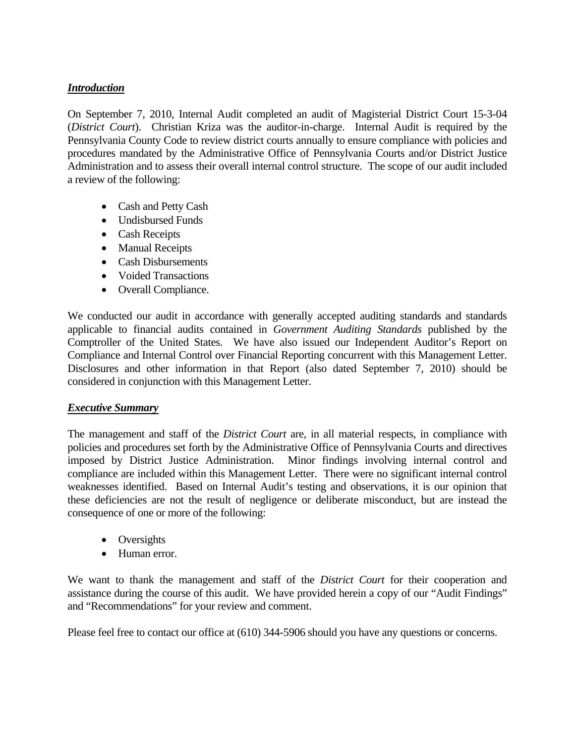## ***Introduction***

On September 7, 2010, Internal Audit completed an audit of Magisterial District Court 15-3-04 (*District Court*). Christian Kriza was the auditor-in-charge. Internal Audit is required by the Pennsylvania County Code to review district courts annually to ensure compliance with policies and procedures mandated by the Administrative Office of Pennsylvania Courts and/or District Justice Administration and to assess their overall internal control structure. The scope of our audit included a review of the following:

- Cash and Petty Cash
- Undisbursed Funds
- Cash Receipts
- Manual Receipts
- Cash Disbursements
- Voided Transactions
- Overall Compliance.

We conducted our audit in accordance with generally accepted auditing standards and standards applicable to financial audits contained in *Government Auditing Standards* published by the Comptroller of the United States. We have also issued our Independent Auditor's Report on Compliance and Internal Control over Financial Reporting concurrent with this Management Letter. Disclosures and other information in that Report (also dated September 7, 2010) should be considered in conjunction with this Management Letter.

## ***Executive Summary***

The management and staff of the *District Court* are, in all material respects, in compliance with policies and procedures set forth by the Administrative Office of Pennsylvania Courts and directives imposed by District Justice Administration. Minor findings involving internal control and compliance are included within this Management Letter. There were no significant internal control weaknesses identified. Based on Internal Audit's testing and observations, it is our opinion that these deficiencies are not the result of negligence or deliberate misconduct, but are instead the consequence of one or more of the following:

- Oversights
- Human error.

We want to thank the management and staff of the *District Court* for their cooperation and assistance during the course of this audit. We have provided herein a copy of our "Audit Findings" and "Recommendations" for your review and comment.

Please feel free to contact our office at (610) 344-5906 should you have any questions or concerns.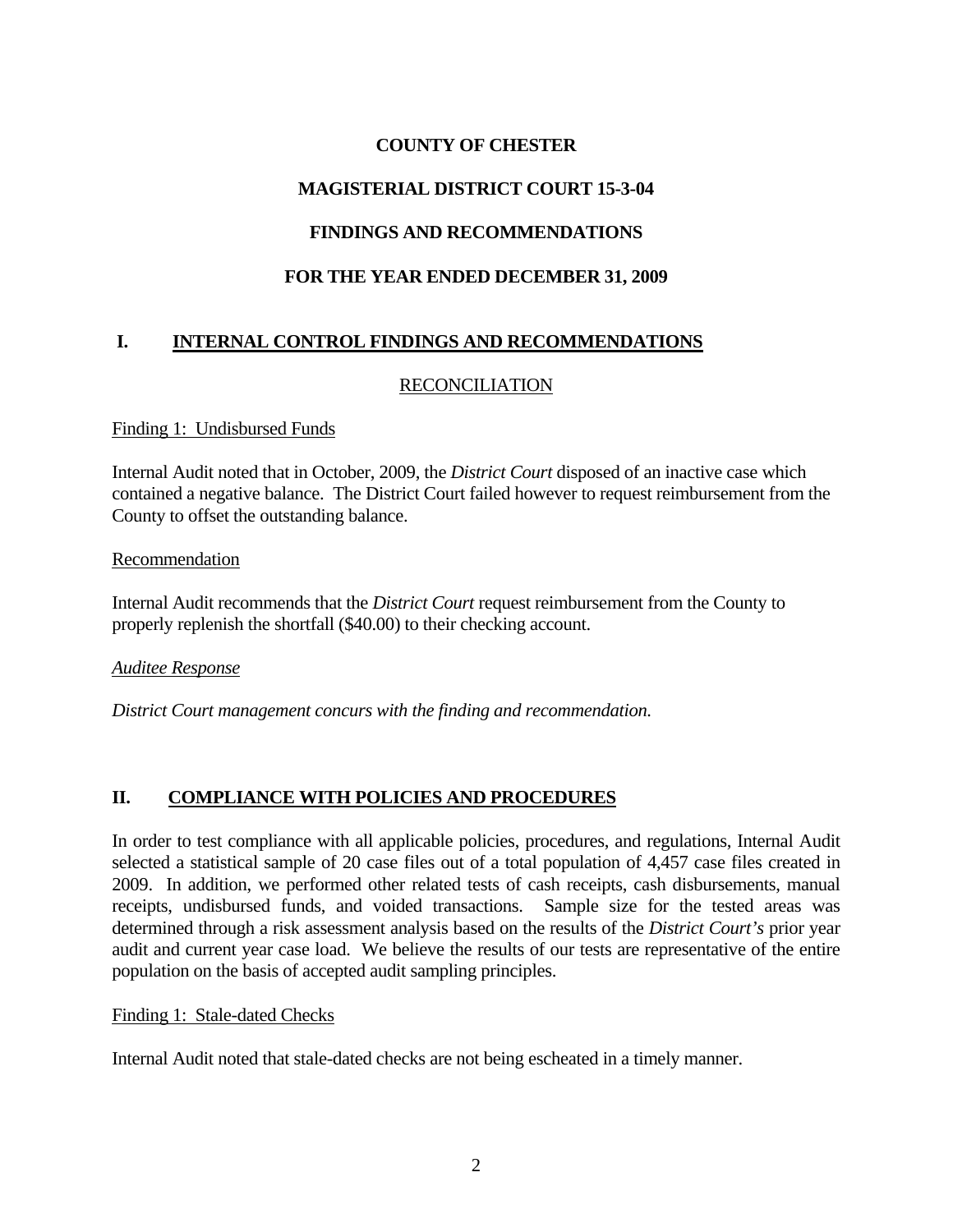**COUNTY OF CHESTER**

**MAGISTERIAL DISTRICT COURT 15-3-04**

**FINDINGS AND RECOMMENDATIONS**

**FOR THE YEAR ENDED DECEMBER 31, 2009**

## I. INTERNAL CONTROL FINDINGS AND RECOMMENDATIONS

RECONCILIATION

Finding 1: Undisbursed Funds

Internal Audit noted that in October, 2009, the *District Court* disposed of an inactive case which contained a negative balance. The District Court failed however to request reimbursement from the County to offset the outstanding balance.

Recommendation

Internal Audit recommends that the *District Court* request reimbursement from the County to properly replenish the shortfall ($40.00) to their checking account.

*Auditee Response*

*District Court management concurs with the finding and recommendation.*

## II. COMPLIANCE WITH POLICIES AND PROCEDURES

In order to test compliance with all applicable policies, procedures, and regulations, Internal Audit selected a statistical sample of 20 case files out of a total population of 4,457 case files created in 2009. In addition, we performed other related tests of cash receipts, cash disbursements, manual receipts, undisbursed funds, and voided transactions. Sample size for the tested areas was determined through a risk assessment analysis based on the results of the *District Court's* prior year audit and current year case load. We believe the results of our tests are representative of the entire population on the basis of accepted audit sampling principles.

Finding 1: Stale-dated Checks

Internal Audit noted that stale-dated checks are not being escheated in a timely manner.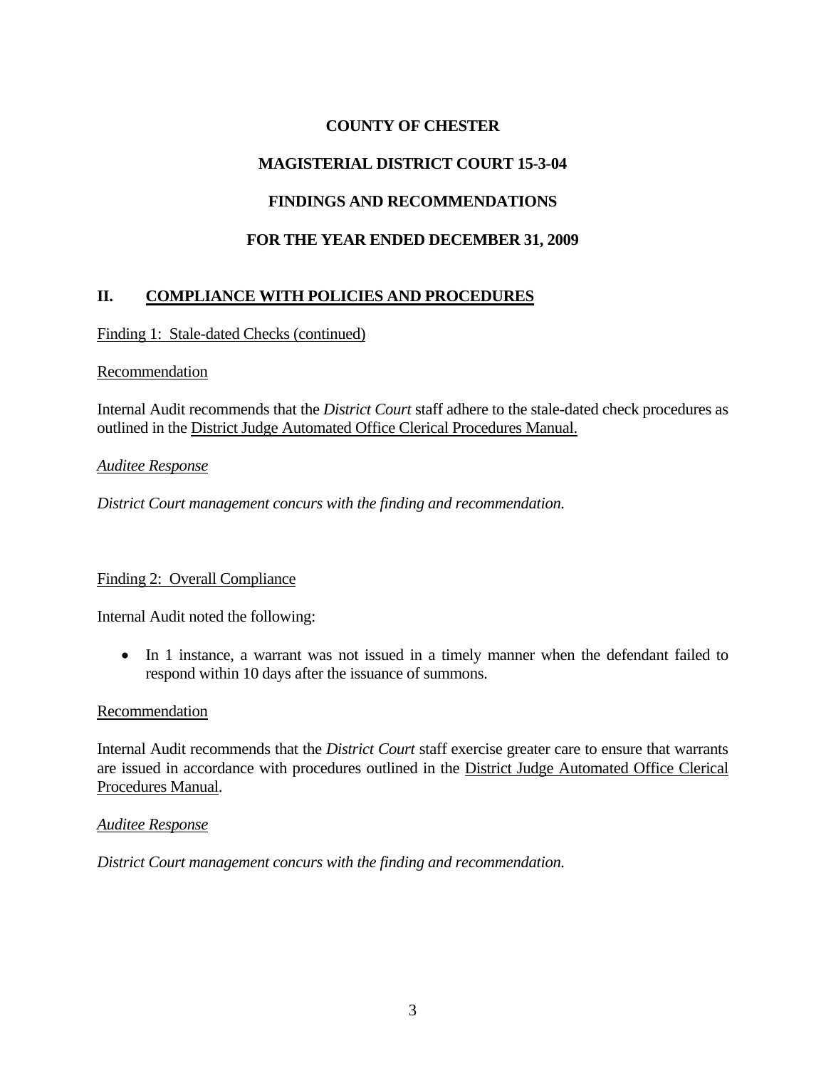**COUNTY OF CHESTER**

**MAGISTERIAL DISTRICT COURT 15-3-04**

**FINDINGS AND RECOMMENDATIONS**

**FOR THE YEAR ENDED DECEMBER 31, 2009**

## II. COMPLIANCE WITH POLICIES AND PROCEDURES

Finding 1: Stale-dated Checks (continued)

Recommendation

Internal Audit recommends that the *District Court* staff adhere to the stale-dated check procedures as outlined in the District Judge Automated Office Clerical Procedures Manual.

*Auditee Response*

*District Court management concurs with the finding and recommendation.*

Finding 2: Overall Compliance

Internal Audit noted the following:

- In 1 instance, a warrant was not issued in a timely manner when the defendant failed to respond within 10 days after the issuance of summons.

Recommendation

Internal Audit recommends that the *District Court* staff exercise greater care to ensure that warrants are issued in accordance with procedures outlined in the District Judge Automated Office Clerical Procedures Manual.

*Auditee Response*

*District Court management concurs with the finding and recommendation.*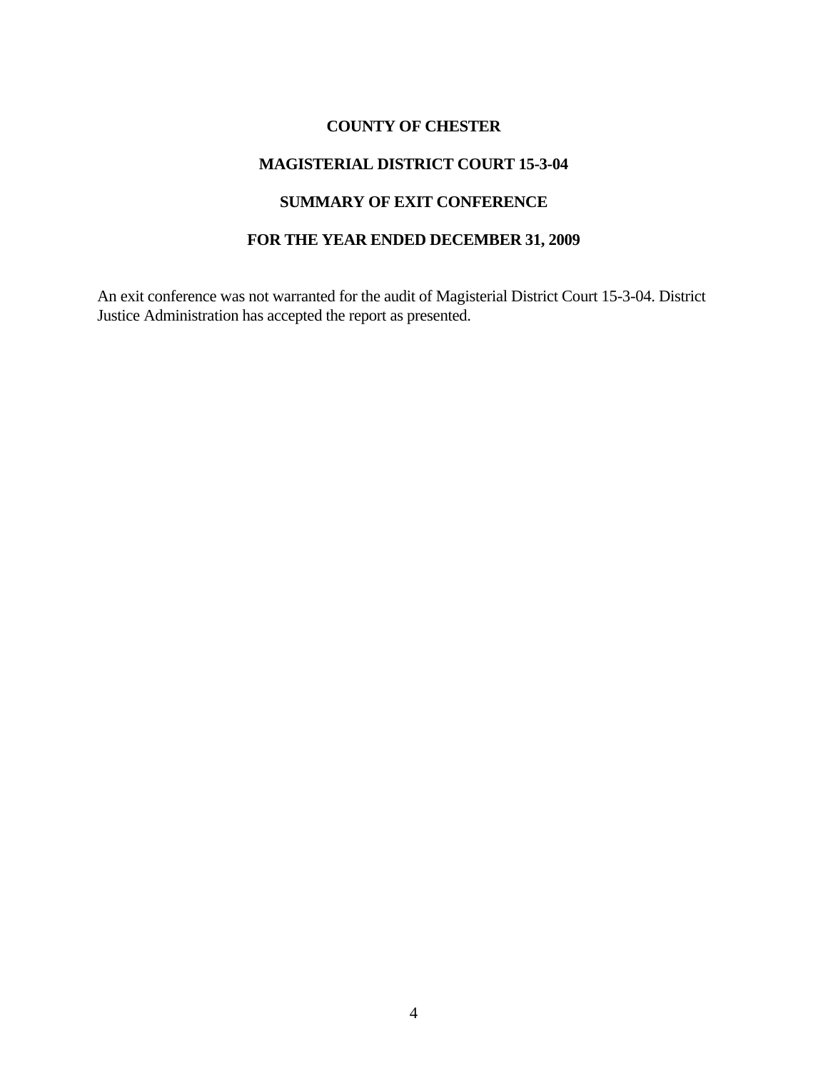# COUNTY OF CHESTER

## MAGISTERIAL DISTRICT COURT 15-3-04

## SUMMARY OF EXIT CONFERENCE

## FOR THE YEAR ENDED DECEMBER 31, 2009

An exit conference was not warranted for the audit of Magisterial District Court 15-3-04. District Justice Administration has accepted the report as presented.